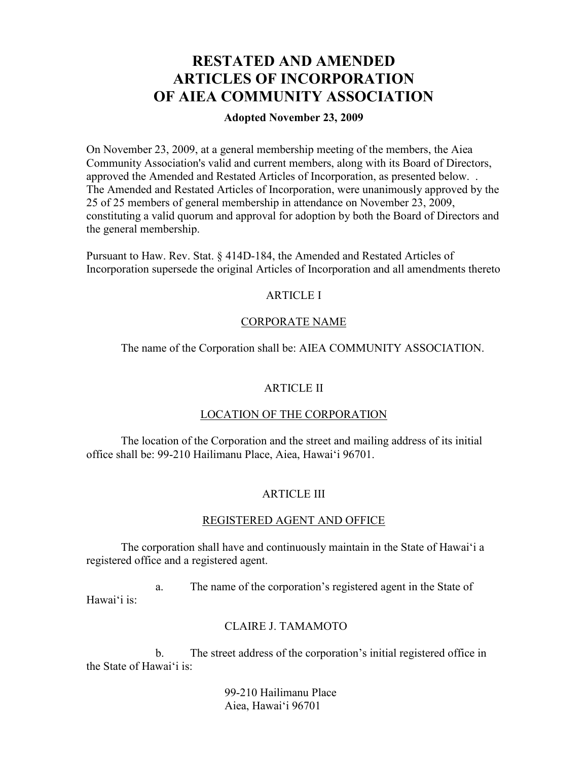# RESTATED AND AMENDED ARTICLES OF INCORPORATION OF AIEA COMMUNITY ASSOCIATION

**Adopted November 23, 2009**

On November 23, 2009, at a general membership meeting of the members, the Aiea Community Association's valid and current members, along with its Board of Directors, approved the Amended and Restated Articles of Incorporation, as presented below. . The Amended and Restated Articles of Incorporation, were unanimously approved by the 25 of 25 members of general membership in attendance on November 23, 2009, constituting a valid quorum and approval for adoption by both the Board of Directors and the general membership.

Pursuant to Haw. Rev. Stat. § 414D-184, the Amended and Restated Articles of Incorporation supersede the original Articles of Incorporation and all amendments thereto

## ARTICLE I

### CORPORATE NAME

The name of the Corporation shall be: AIEA COMMUNITY ASSOCIATION.

## ARTICLE II

### LOCATION OF THE CORPORATION

The location of the Corporation and the street and mailing address of its initial office shall be: 99-210 Hailimanu Place, Aiea, Hawai‘i 96701.

## ARTICLE III

### REGISTERED AGENT AND OFFICE

The corporation shall have and continuously maintain in the State of Hawai‘i a registered office and a registered agent.

a. The name of the corporation's registered agent in the State of Hawai‘i is:

CLAIRE J. TAMAMOTO

b. The street address of the corporation's initial registered office in the State of Hawai‘i is:

99-210 Hailimanu Place
Aiea, Hawai‘i 96701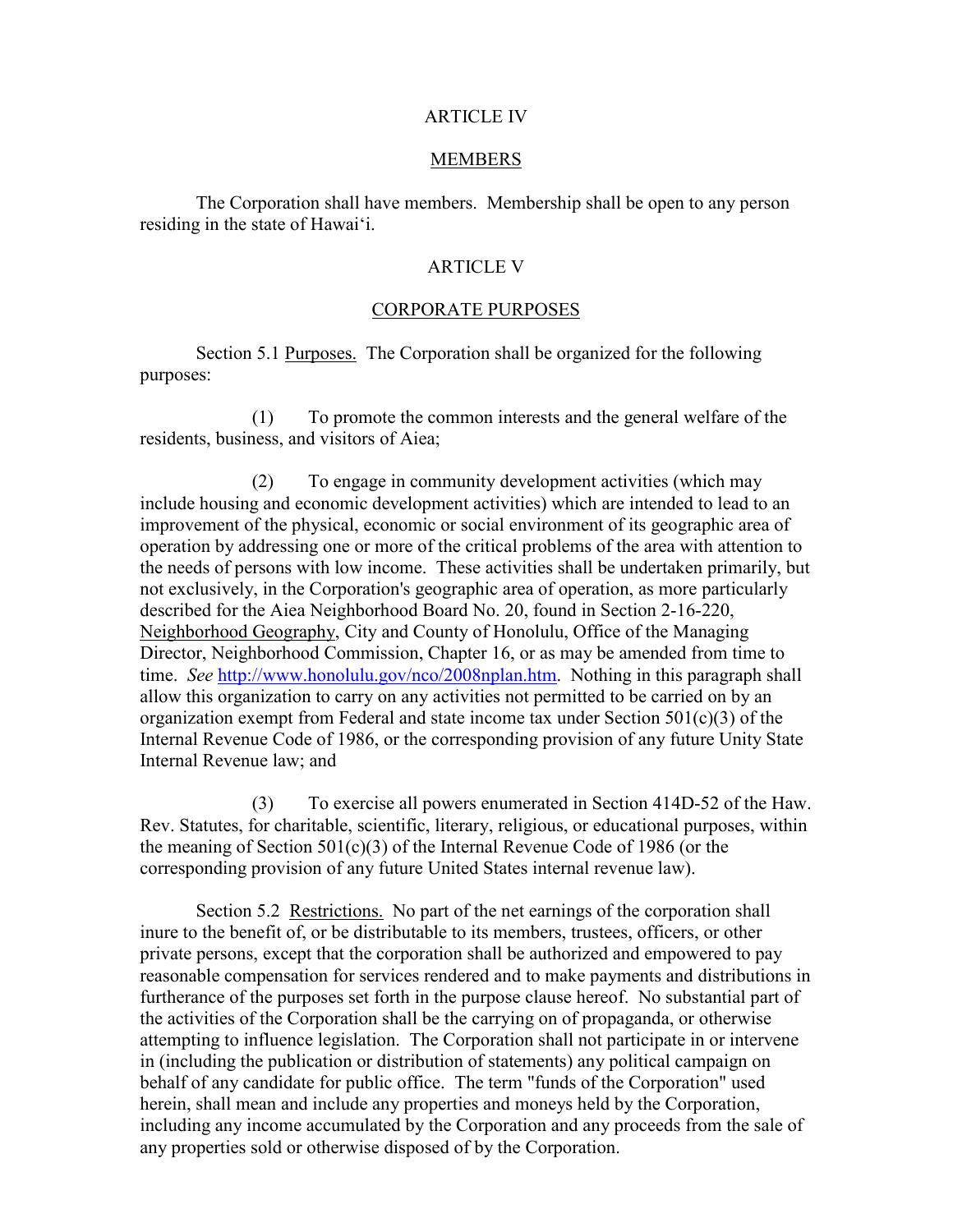## ARTICLE IV

## MEMBERS

The Corporation shall have members. Membership shall be open to any person residing in the state of Hawaiʻi.

## ARTICLE V

## CORPORATE PURPOSES

Section 5.1 Purposes. The Corporation shall be organized for the following purposes:

(1) To promote the common interests and the general welfare of the residents, business, and visitors of Aiea;

(2) To engage in community development activities (which may include housing and economic development activities) which are intended to lead to an improvement of the physical, economic or social environment of its geographic area of operation by addressing one or more of the critical problems of the area with attention to the needs of persons with low income. These activities shall be undertaken primarily, but not exclusively, in the Corporation's geographic area of operation, as more particularly described for the Aiea Neighborhood Board No. 20, found in Section 2-16-220, Neighborhood Geography, City and County of Honolulu, Office of the Managing Director, Neighborhood Commission, Chapter 16, or as may be amended from time to time. *See* [http://www.honolulu.gov/nco/2008nplan.htm](http://www.honolulu.gov/nco/2008nplan.htm). Nothing in this paragraph shall allow this organization to carry on any activities not permitted to be carried on by an organization exempt from Federal and state income tax under Section 501(c)(3) of the Internal Revenue Code of 1986, or the corresponding provision of any future Unity State Internal Revenue law; and

(3) To exercise all powers enumerated in Section 414D-52 of the Haw. Rev. Statutes, for charitable, scientific, literary, religious, or educational purposes, within the meaning of Section 501(c)(3) of the Internal Revenue Code of 1986 (or the corresponding provision of any future United States internal revenue law).

Section 5.2 Restrictions. No part of the net earnings of the corporation shall inure to the benefit of, or be distributable to its members, trustees, officers, or other private persons, except that the corporation shall be authorized and empowered to pay reasonable compensation for services rendered and to make payments and distributions in furtherance of the purposes set forth in the purpose clause hereof. No substantial part of the activities of the Corporation shall be the carrying on of propaganda, or otherwise attempting to influence legislation. The Corporation shall not participate in or intervene in (including the publication or distribution of statements) any political campaign on behalf of any candidate for public office. The term "funds of the Corporation" used herein, shall mean and include any properties and moneys held by the Corporation, including any income accumulated by the Corporation and any proceeds from the sale of any properties sold or otherwise disposed of by the Corporation.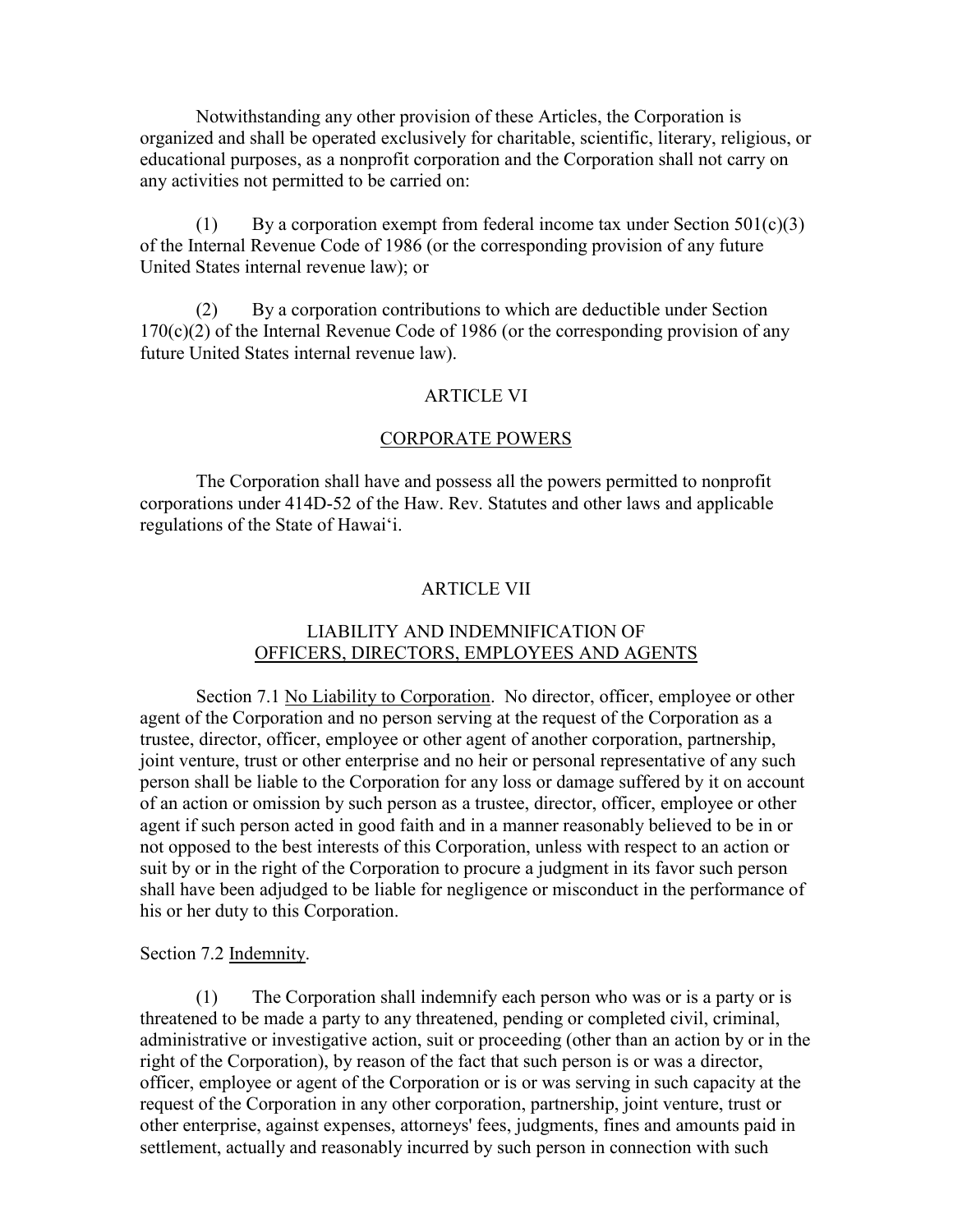Notwithstanding any other provision of these Articles, the Corporation is organized and shall be operated exclusively for charitable, scientific, literary, religious, or educational purposes, as a nonprofit corporation and the Corporation shall not carry on any activities not permitted to be carried on:

(1) By a corporation exempt from federal income tax under Section 501(c)(3) of the Internal Revenue Code of 1986 (or the corresponding provision of any future United States internal revenue law); or

(2) By a corporation contributions to which are deductible under Section 170(c)(2) of the Internal Revenue Code of 1986 (or the corresponding provision of any future United States internal revenue law).

## ARTICLE VI

## CORPORATE POWERS

The Corporation shall have and possess all the powers permitted to nonprofit corporations under 414D-52 of the Haw. Rev. Statutes and other laws and applicable regulations of the State of Hawai‘i.

## ARTICLE VII

## LIABILITY AND INDEMNIFICATION OF OFFICERS, DIRECTORS, EMPLOYEES AND AGENTS

Section 7.1 No Liability to Corporation. No director, officer, employee or other agent of the Corporation and no person serving at the request of the Corporation as a trustee, director, officer, employee or other agent of another corporation, partnership, joint venture, trust or other enterprise and no heir or personal representative of any such person shall be liable to the Corporation for any loss or damage suffered by it on account of an action or omission by such person as a trustee, director, officer, employee or other agent if such person acted in good faith and in a manner reasonably believed to be in or not opposed to the best interests of this Corporation, unless with respect to an action or suit by or in the right of the Corporation to procure a judgment in its favor such person shall have been adjudged to be liable for negligence or misconduct in the performance of his or her duty to this Corporation.

Section 7.2 Indemnity.

(1) The Corporation shall indemnify each person who was or is a party or is threatened to be made a party to any threatened, pending or completed civil, criminal, administrative or investigative action, suit or proceeding (other than an action by or in the right of the Corporation), by reason of the fact that such person is or was a director, officer, employee or agent of the Corporation or is or was serving in such capacity at the request of the Corporation in any other corporation, partnership, joint venture, trust or other enterprise, against expenses, attorneys' fees, judgments, fines and amounts paid in settlement, actually and reasonably incurred by such person in connection with such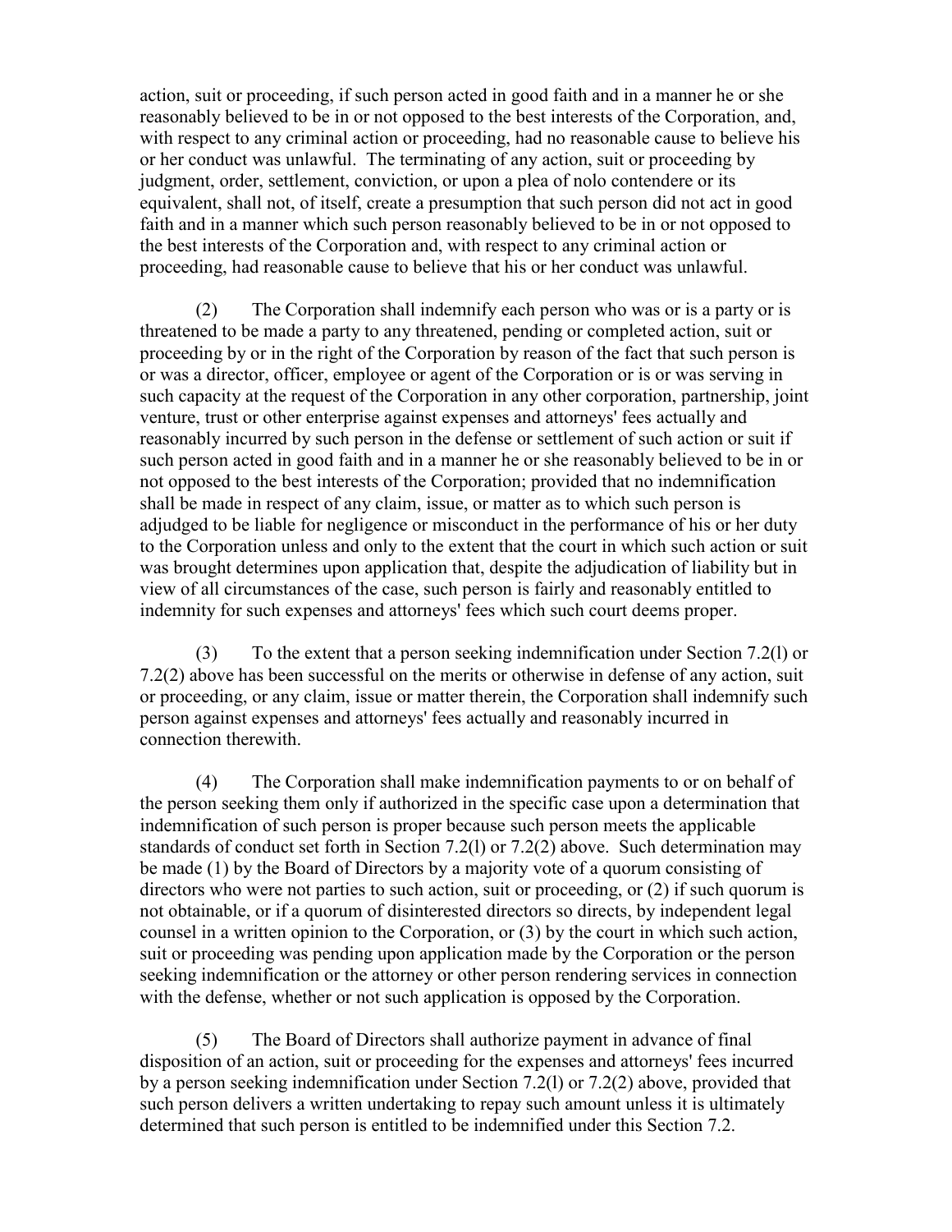action, suit or proceeding, if such person acted in good faith and in a manner he or she reasonably believed to be in or not opposed to the best interests of the Corporation, and, with respect to any criminal action or proceeding, had no reasonable cause to believe his or her conduct was unlawful. The terminating of any action, suit or proceeding by judgment, order, settlement, conviction, or upon a plea of nolo contendere or its equivalent, shall not, of itself, create a presumption that such person did not act in good faith and in a manner which such person reasonably believed to be in or not opposed to the best interests of the Corporation and, with respect to any criminal action or proceeding, had reasonable cause to believe that his or her conduct was unlawful.

(2) The Corporation shall indemnify each person who was or is a party or is threatened to be made a party to any threatened, pending or completed action, suit or proceeding by or in the right of the Corporation by reason of the fact that such person is or was a director, officer, employee or agent of the Corporation or is or was serving in such capacity at the request of the Corporation in any other corporation, partnership, joint venture, trust or other enterprise against expenses and attorneys' fees actually and reasonably incurred by such person in the defense or settlement of such action or suit if such person acted in good faith and in a manner he or she reasonably believed to be in or not opposed to the best interests of the Corporation; provided that no indemnification shall be made in respect of any claim, issue, or matter as to which such person is adjudged to be liable for negligence or misconduct in the performance of his or her duty to the Corporation unless and only to the extent that the court in which such action or suit was brought determines upon application that, despite the adjudication of liability but in view of all circumstances of the case, such person is fairly and reasonably entitled to indemnity for such expenses and attorneys' fees which such court deems proper.

(3) To the extent that a person seeking indemnification under Section 7.2(l) or 7.2(2) above has been successful on the merits or otherwise in defense of any action, suit or proceeding, or any claim, issue or matter therein, the Corporation shall indemnify such person against expenses and attorneys' fees actually and reasonably incurred in connection therewith.

(4) The Corporation shall make indemnification payments to or on behalf of the person seeking them only if authorized in the specific case upon a determination that indemnification of such person is proper because such person meets the applicable standards of conduct set forth in Section 7.2(l) or 7.2(2) above. Such determination may be made (1) by the Board of Directors by a majority vote of a quorum consisting of directors who were not parties to such action, suit or proceeding, or (2) if such quorum is not obtainable, or if a quorum of disinterested directors so directs, by independent legal counsel in a written opinion to the Corporation, or (3) by the court in which such action, suit or proceeding was pending upon application made by the Corporation or the person seeking indemnification or the attorney or other person rendering services in connection with the defense, whether or not such application is opposed by the Corporation.

(5) The Board of Directors shall authorize payment in advance of final disposition of an action, suit or proceeding for the expenses and attorneys' fees incurred by a person seeking indemnification under Section 7.2(l) or 7.2(2) above, provided that such person delivers a written undertaking to repay such amount unless it is ultimately determined that such person is entitled to be indemnified under this Section 7.2.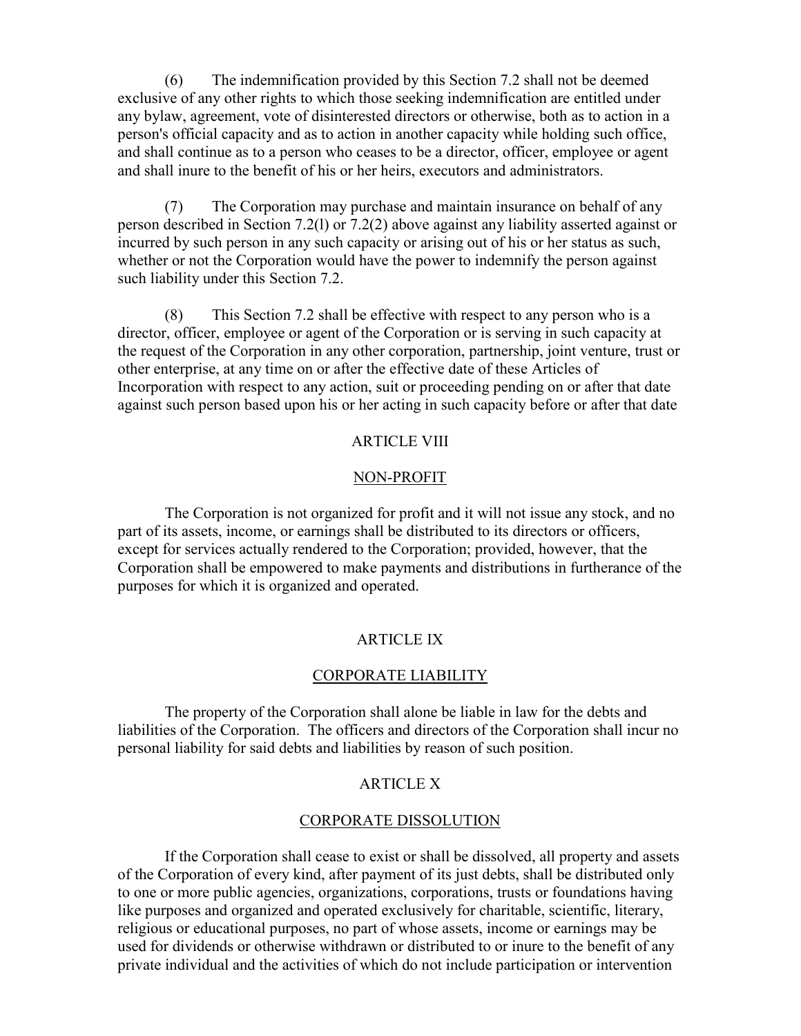(6) The indemnification provided by this Section 7.2 shall not be deemed exclusive of any other rights to which those seeking indemnification are entitled under any bylaw, agreement, vote of disinterested directors or otherwise, both as to action in a person's official capacity and as to action in another capacity while holding such office, and shall continue as to a person who ceases to be a director, officer, employee or agent and shall inure to the benefit of his or her heirs, executors and administrators.

(7) The Corporation may purchase and maintain insurance on behalf of any person described in Section 7.2(l) or 7.2(2) above against any liability asserted against or incurred by such person in any such capacity or arising out of his or her status as such, whether or not the Corporation would have the power to indemnify the person against such liability under this Section 7.2.

(8) This Section 7.2 shall be effective with respect to any person who is a director, officer, employee or agent of the Corporation or is serving in such capacity at the request of the Corporation in any other corporation, partnership, joint venture, trust or other enterprise, at any time on or after the effective date of these Articles of Incorporation with respect to any action, suit or proceeding pending on or after that date against such person based upon his or her acting in such capacity before or after that date

## ARTICLE VIII

## NON-PROFIT

The Corporation is not organized for profit and it will not issue any stock, and no part of its assets, income, or earnings shall be distributed to its directors or officers, except for services actually rendered to the Corporation; provided, however, that the Corporation shall be empowered to make payments and distributions in furtherance of the purposes for which it is organized and operated.

## ARTICLE IX

## CORPORATE LIABILITY

The property of the Corporation shall alone be liable in law for the debts and liabilities of the Corporation. The officers and directors of the Corporation shall incur no personal liability for said debts and liabilities by reason of such position.

## ARTICLE X

## CORPORATE DISSOLUTION

If the Corporation shall cease to exist or shall be dissolved, all property and assets of the Corporation of every kind, after payment of its just debts, shall be distributed only to one or more public agencies, organizations, corporations, trusts or foundations having like purposes and organized and operated exclusively for charitable, scientific, literary, religious or educational purposes, no part of whose assets, income or earnings may be used for dividends or otherwise withdrawn or distributed to or inure to the benefit of any private individual and the activities of which do not include participation or intervention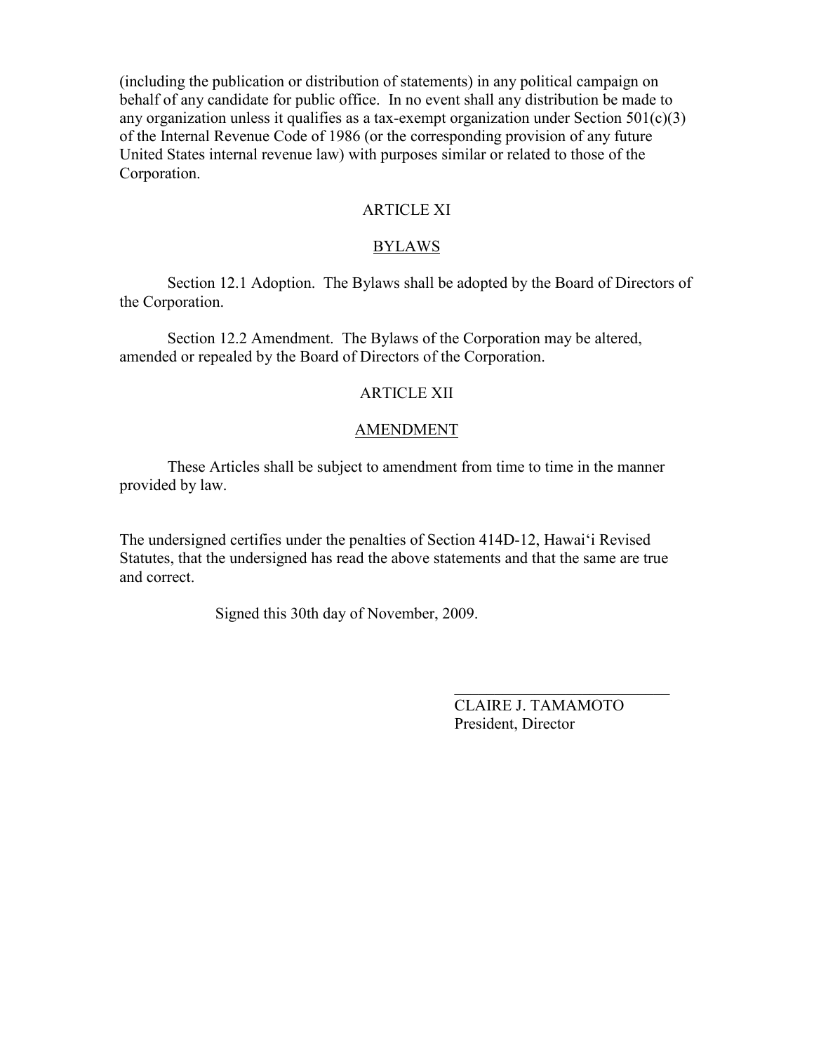(including the publication or distribution of statements) in any political campaign on behalf of any candidate for public office. In no event shall any distribution be made to any organization unless it qualifies as a tax-exempt organization under Section 501(c)(3) of the Internal Revenue Code of 1986 (or the corresponding provision of any future United States internal revenue law) with purposes similar or related to those of the Corporation.

## ARTICLE XI

## BYLAWS

Section 12.1 Adoption. The Bylaws shall be adopted by the Board of Directors of the Corporation.

Section 12.2 Amendment. The Bylaws of the Corporation may be altered, amended or repealed by the Board of Directors of the Corporation.

## ARTICLE XII

## AMENDMENT

These Articles shall be subject to amendment from time to time in the manner provided by law.

The undersigned certifies under the penalties of Section 414D-12, Hawaiʻi Revised Statutes, that the undersigned has read the above statements and that the same are true and correct.

Signed this 30th day of November, 2009.

\_\_\_\_\_\_\_\_\_\_\_\_\_\_\_\_\_\_\_\_\_\_\_\_\_\_
CLAIRE J. TAMAMOTO
President, Director